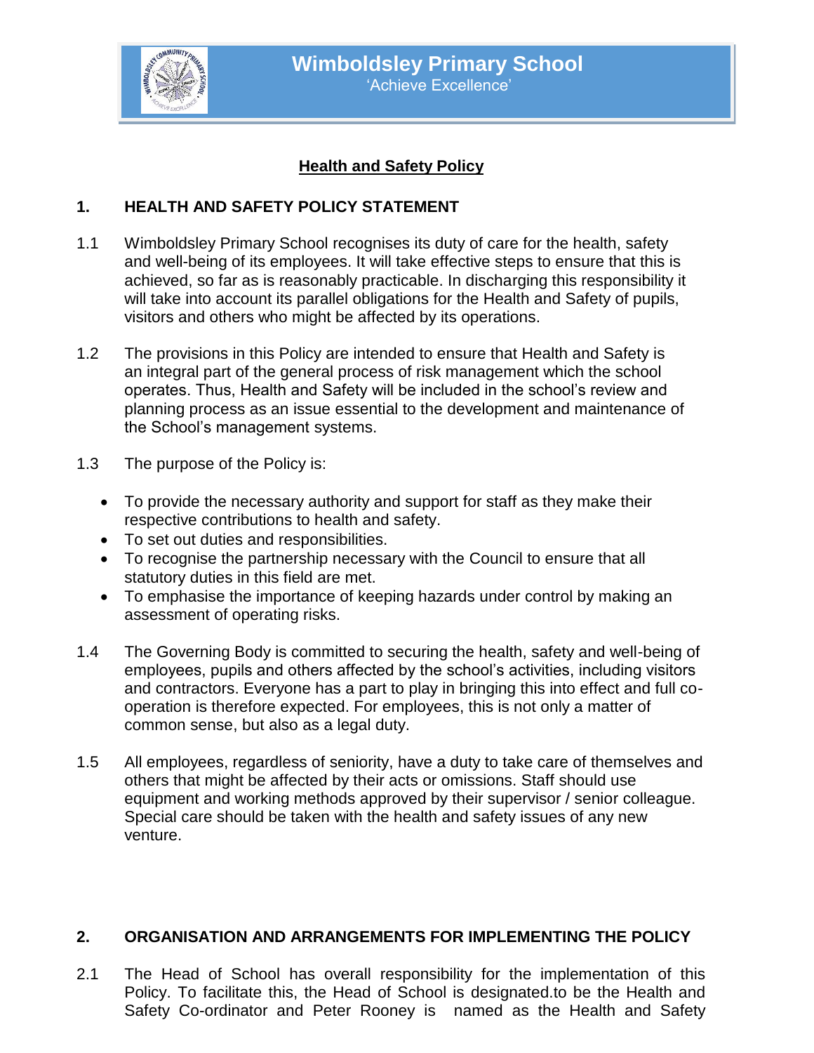# Wimboldsley Primary School

'Achieve Excellence'

## Health and Safety Policy

### 1. HEALTH AND SAFETY POLICY STATEMENT

1.1 Wimboldsley Primary School recognises its duty of care for the health, safety and well-being of its employees. It will take effective steps to ensure that this is achieved, so far as is reasonably practicable. In discharging this responsibility it will take into account its parallel obligations for the Health and Safety of pupils, visitors and others who might be affected by its operations.

1.2 The provisions in this Policy are intended to ensure that Health and Safety is an integral part of the general process of risk management which the school operates. Thus, Health and Safety will be included in the school's review and planning process as an issue essential to the development and maintenance of the School's management systems.

1.3 The purpose of the Policy is:

- To provide the necessary authority and support for staff as they make their respective contributions to health and safety.
- To set out duties and responsibilities.
- To recognise the partnership necessary with the Council to ensure that all statutory duties in this field are met.
- To emphasise the importance of keeping hazards under control by making an assessment of operating risks.

1.4 The Governing Body is committed to securing the health, safety and well-being of employees, pupils and others affected by the school's activities, including visitors and contractors. Everyone has a part to play in bringing this into effect and full co-operation is therefore expected. For employees, this is not only a matter of common sense, but also as a legal duty.

1.5 All employees, regardless of seniority, have a duty to take care of themselves and others that might be affected by their acts or omissions. Staff should use equipment and working methods approved by their supervisor / senior colleague. Special care should be taken with the health and safety issues of any new venture.

### 2. ORGANISATION AND ARRANGEMENTS FOR IMPLEMENTING THE POLICY

2.1 The Head of School has overall responsibility for the implementation of this Policy. To facilitate this, the Head of School is designated.to be the Health and Safety Co-ordinator and Peter Rooney is named as the Health and Safety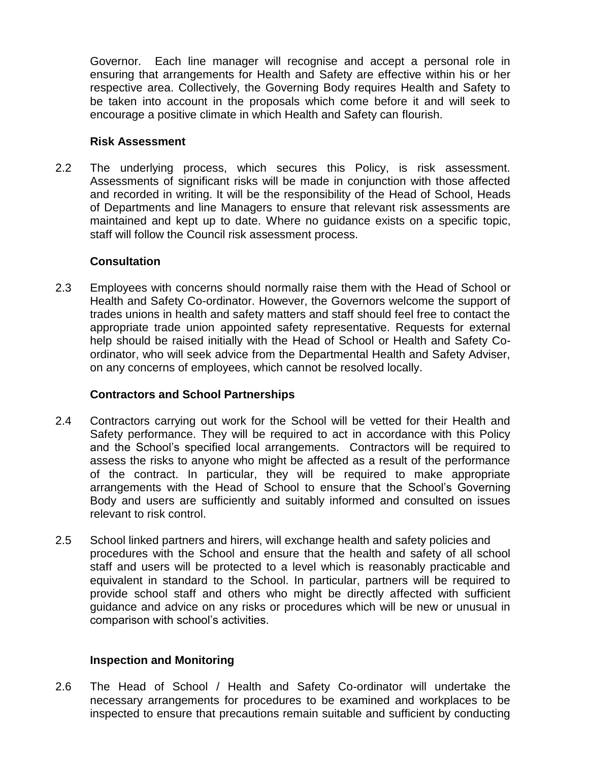Governor. Each line manager will recognise and accept a personal role in ensuring that arrangements for Health and Safety are effective within his or her respective area. Collectively, the Governing Body requires Health and Safety to be taken into account in the proposals which come before it and will seek to encourage a positive climate in which Health and Safety can flourish.

**Risk Assessment**

2.2 The underlying process, which secures this Policy, is risk assessment. Assessments of significant risks will be made in conjunction with those affected and recorded in writing. It will be the responsibility of the Head of School, Heads of Departments and line Managers to ensure that relevant risk assessments are maintained and kept up to date. Where no guidance exists on a specific topic, staff will follow the Council risk assessment process.

**Consultation**

2.3 Employees with concerns should normally raise them with the Head of School or Health and Safety Co-ordinator. However, the Governors welcome the support of trades unions in health and safety matters and staff should feel free to contact the appropriate trade union appointed safety representative. Requests for external help should be raised initially with the Head of School or Health and Safety Co-ordinator, who will seek advice from the Departmental Health and Safety Adviser, on any concerns of employees, which cannot be resolved locally.

**Contractors and School Partnerships**

2.4 Contractors carrying out work for the School will be vetted for their Health and Safety performance. They will be required to act in accordance with this Policy and the School's specified local arrangements. Contractors will be required to assess the risks to anyone who might be affected as a result of the performance of the contract. In particular, they will be required to make appropriate arrangements with the Head of School to ensure that the School's Governing Body and users are sufficiently and suitably informed and consulted on issues relevant to risk control.

2.5 School linked partners and hirers, will exchange health and safety policies and procedures with the School and ensure that the health and safety of all school staff and users will be protected to a level which is reasonably practicable and equivalent in standard to the School. In particular, partners will be required to provide school staff and others who might be directly affected with sufficient guidance and advice on any risks or procedures which will be new or unusual in comparison with school's activities.

**Inspection and Monitoring**

2.6 The Head of School / Health and Safety Co-ordinator will undertake the necessary arrangements for procedures to be examined and workplaces to be inspected to ensure that precautions remain suitable and sufficient by conducting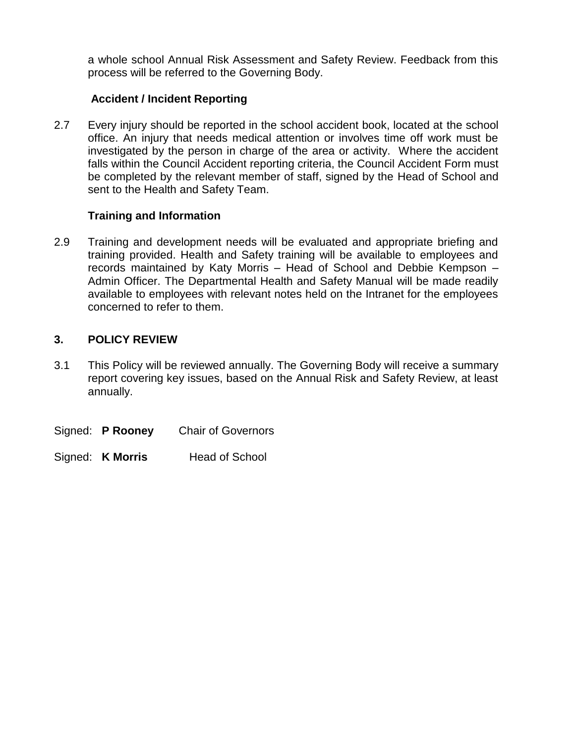a whole school Annual Risk Assessment and Safety Review. Feedback from this process will be referred to the Governing Body.

**Accident / Incident Reporting**

2.7 Every injury should be reported in the school accident book, located at the school office. An injury that needs medical attention or involves time off work must be investigated by the person in charge of the area or activity. Where the accident falls within the Council Accident reporting criteria, the Council Accident Form must be completed by the relevant member of staff, signed by the Head of School and sent to the Health and Safety Team.

**Training and Information**

2.9 Training and development needs will be evaluated and appropriate briefing and training provided. Health and Safety training will be available to employees and records maintained by Katy Morris – Head of School and Debbie Kempson – Admin Officer. The Departmental Health and Safety Manual will be made readily available to employees with relevant notes held on the Intranet for the employees concerned to refer to them.

## 3. POLICY REVIEW

3.1 This Policy will be reviewed annually. The Governing Body will receive a summary report covering key issues, based on the Annual Risk and Safety Review, at least annually.

Signed: **P Rooney** Chair of Governors

Signed: **K Morris** Head of School